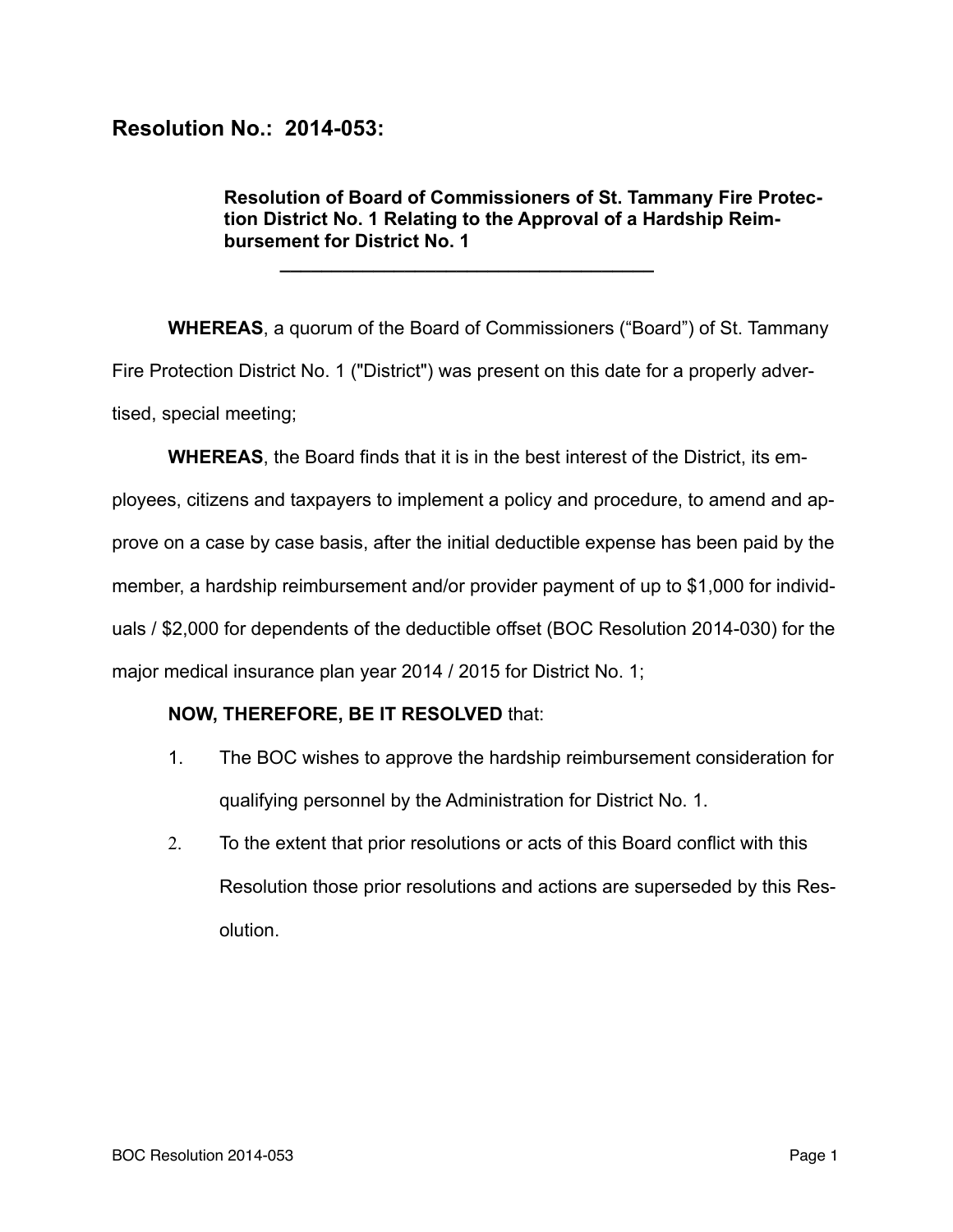## Resolution No.: 2014-053:

**Resolution of Board of Commissioners of St. Tammany Fire Protection District No. 1 Relating to the Approval of a Hardship Reimbursement for District No. 1**

---

**WHEREAS**, a quorum of the Board of Commissioners ("Board") of St. Tammany Fire Protection District No. 1 ("District") was present on this date for a properly advertised, special meeting;

**WHEREAS**, the Board finds that it is in the best interest of the District, its employees, citizens and taxpayers to implement a policy and procedure, to amend and approve on a case by case basis, after the initial deductible expense has been paid by the member, a hardship reimbursement and/or provider payment of up to $1,000 for individuals / $2,000 for dependents of the deductible offset (BOC Resolution 2014-030) for the major medical insurance plan year 2014 / 2015 for District No. 1;

**NOW, THEREFORE, BE IT RESOLVED** that:

1. The BOC wishes to approve the hardship reimbursement consideration for qualifying personnel by the Administration for District No. 1.
2. To the extent that prior resolutions or acts of this Board conflict with this Resolution those prior resolutions and actions are superseded by this Resolution.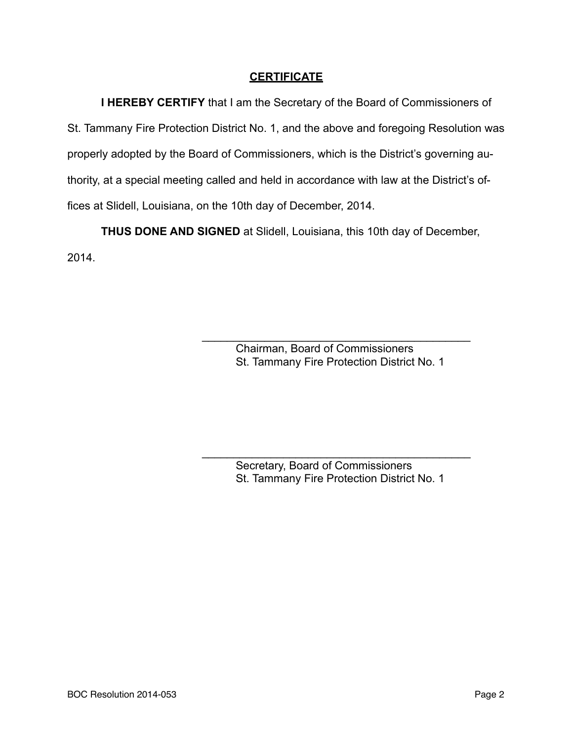## CERTIFICATE

**I HEREBY CERTIFY** that I am the Secretary of the Board of Commissioners of St. Tammany Fire Protection District No. 1, and the above and foregoing Resolution was properly adopted by the Board of Commissioners, which is the District's governing authority, at a special meeting called and held in accordance with law at the District's offices at Slidell, Louisiana, on the 10th day of December, 2014.

**THUS DONE AND SIGNED** at Slidell, Louisiana, this 10th day of December, 2014.

\_\_\_\_\_\_\_\_\_\_\_\_\_\_\_\_\_\_\_\_\_\_\_\_\_\_\_\_\_\_\_\_\_\_\_\_\_\_\_\_\_\_\_\_
Chairman, Board of Commissioners
St. Tammany Fire Protection District No. 1

\_\_\_\_\_\_\_\_\_\_\_\_\_\_\_\_\_\_\_\_\_\_\_\_\_\_\_\_\_\_\_\_\_\_\_\_\_\_\_\_\_\_\_\_
Secretary, Board of Commissioners
St. Tammany Fire Protection District No. 1

BOC Resolution 2014-053